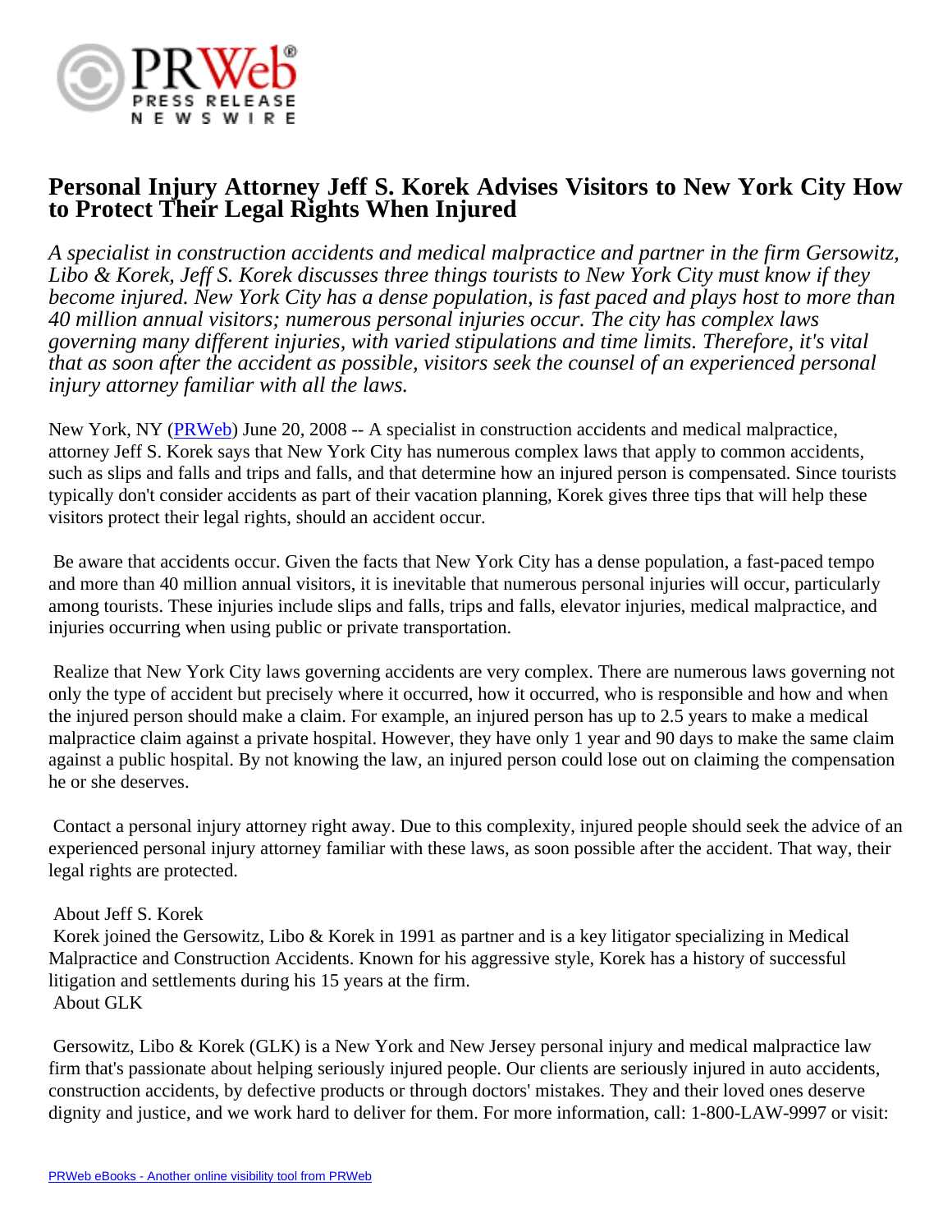# Personal Injury Attorney Jeff S. Korek Advises Visitors to New York City How to Protect Their Legal Rights When Injured

*A specialist in construction accidents and medical malpractice and partner in the firm Gersowitz, Libo & Korek, Jeff S. Korek discusses three things tourists to New York City must know if they become injured. New York City has a dense population, is fast paced and plays host to more than 40 million annual visitors; numerous personal injuries occur. The city has complex laws governing many different injuries, with varied stipulations and time limits. Therefore, it's vital that as soon after the accident as possible, visitors seek the counsel of an experienced personal injury attorney familiar with all the laws.*

New York, NY (PRWeb) June 20, 2008 -- A specialist in construction accidents and medical malpractice, attorney Jeff S. Korek says that New York City has numerous complex laws that apply to common accidents, such as slips and falls and trips and falls, and that determine how an injured person is compensated. Since tourists typically don't consider accidents as part of their vacation planning, Korek gives three tips that will help these visitors protect their legal rights, should an accident occur.

Be aware that accidents occur. Given the facts that New York City has a dense population, a fast-paced tempo and more than 40 million annual visitors, it is inevitable that numerous personal injuries will occur, particularly among tourists. These injuries include slips and falls, trips and falls, elevator injuries, medical malpractice, and injuries occurring when using public or private transportation.

Realize that New York City laws governing accidents are very complex. There are numerous laws governing not only the type of accident but precisely where it occurred, how it occurred, who is responsible and how and when the injured person should make a claim. For example, an injured person has up to 2.5 years to make a medical malpractice claim against a private hospital. However, they have only 1 year and 90 days to make the same claim against a public hospital. By not knowing the law, an injured person could lose out on claiming the compensation he or she deserves.

Contact a personal injury attorney right away. Due to this complexity, injured people should seek the advice of an experienced personal injury attorney familiar with these laws, as soon possible after the accident. That way, their legal rights are protected.

About Jeff S. Korek
Korek joined the Gersowitz, Libo & Korek in 1991 as partner and is a key litigator specializing in Medical Malpractice and Construction Accidents. Known for his aggressive style, Korek has a history of successful litigation and settlements during his 15 years at the firm.
About GLK

Gersowitz, Libo & Korek (GLK) is a New York and New Jersey personal injury and medical malpractice law firm that's passionate about helping seriously injured people. Our clients are seriously injured in auto accidents, construction accidents, by defective products or through doctors' mistakes. They and their loved ones deserve dignity and justice, and we work hard to deliver for them. For more information, call: 1-800-LAW-9997 or visit: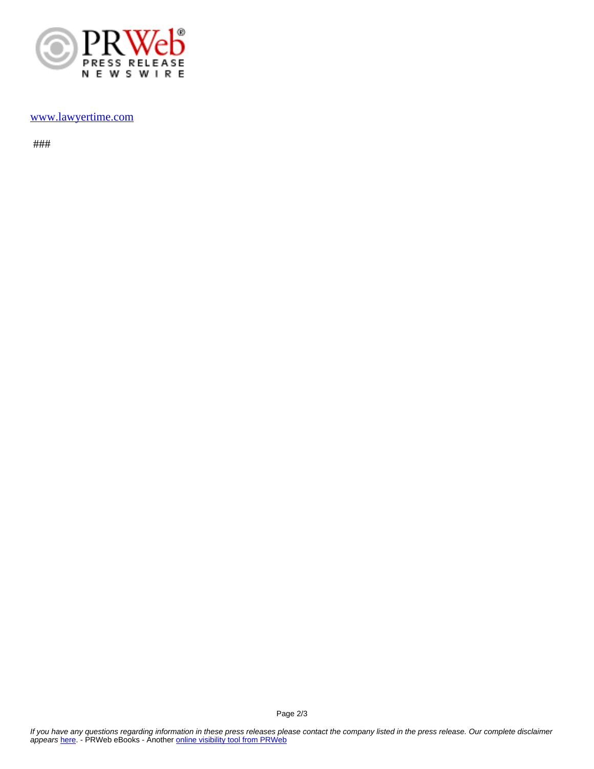www.lawyertime.com

###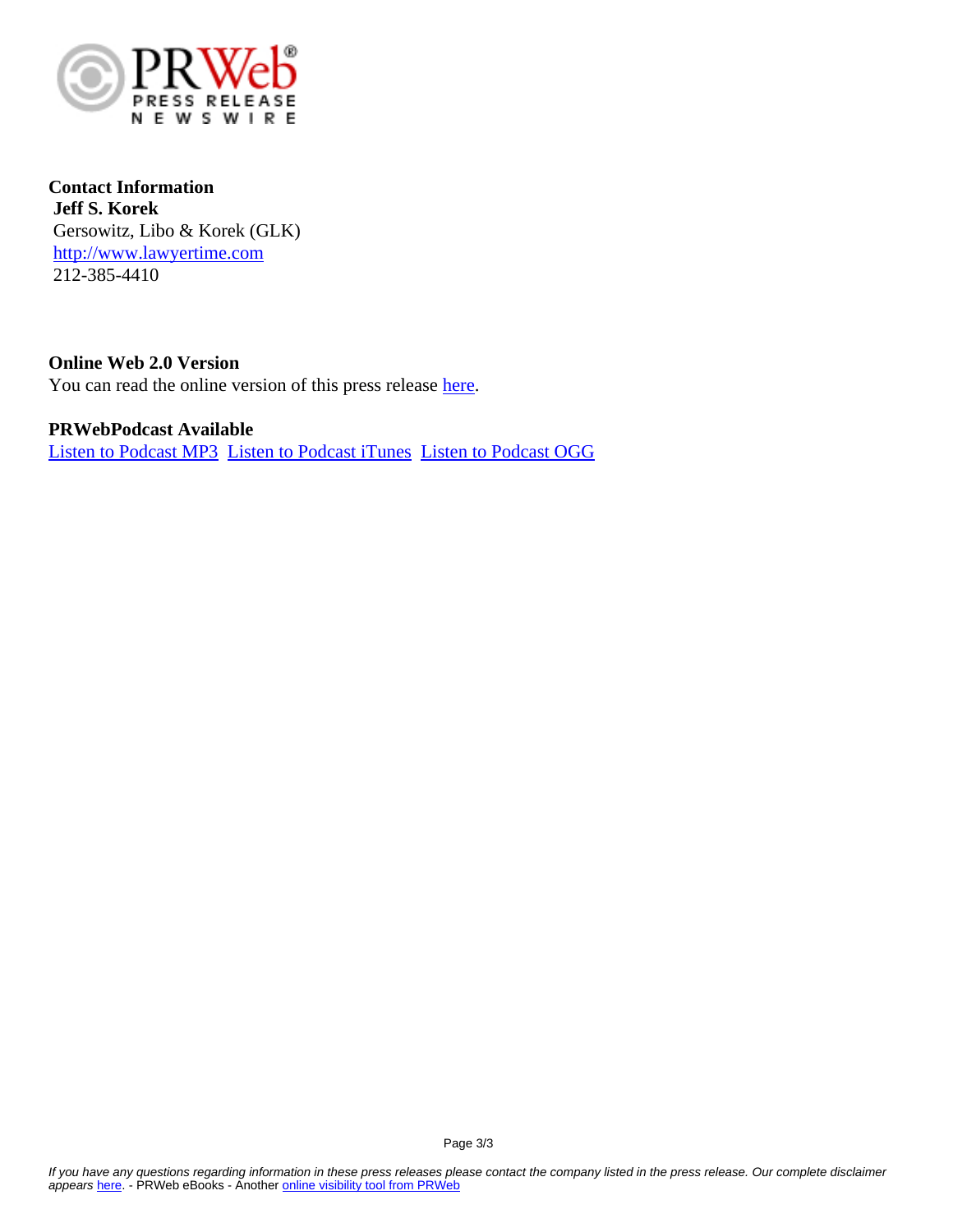**Contact Information**
**Jeff S. Korek**
Gersowitz, Libo & Korek (GLK)
http://www.lawyertime.com
212-385-4410

**Online Web 2.0 Version**
You can read the online version of this press release here.

**PRWebPodcast Available**
Listen to Podcast MP3  Listen to Podcast iTunes  Listen to Podcast OGG

*If you have any questions regarding information in these press releases please contact the company listed in the press release. Our complete disclaimer appears here.* - PRWeb eBooks - Another online visibility tool from PRWeb